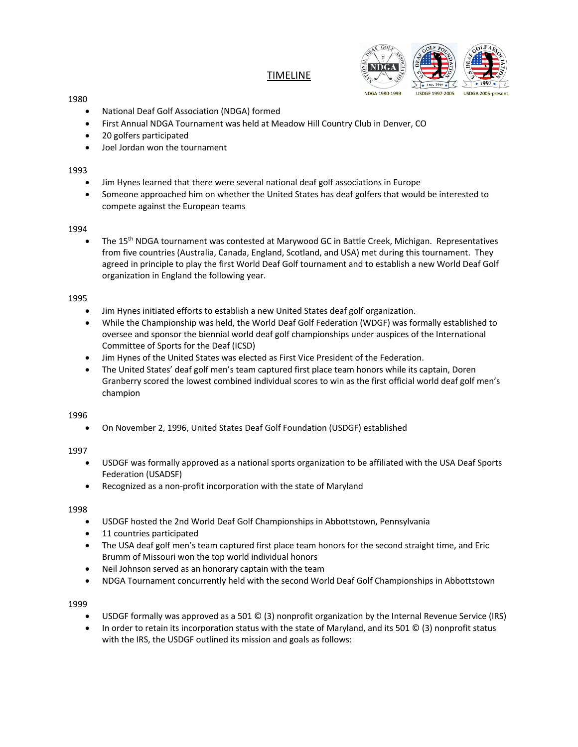# TIMELINE

NDGA 1980-1999 USDGF 1997-2005 USDGA 2005-present

1980

- National Deaf Golf Association (NDGA) formed
- First Annual NDGA Tournament was held at Meadow Hill Country Club in Denver, CO
- 20 golfers participated
- Joel Jordan won the tournament

1993

- Jim Hynes learned that there were several national deaf golf associations in Europe
- Someone approached him on whether the United States has deaf golfers that would be interested to compete against the European teams

1994

- The 15th NDGA tournament was contested at Marywood GC in Battle Creek, Michigan. Representatives from five countries (Australia, Canada, England, Scotland, and USA) met during this tournament. They agreed in principle to play the first World Deaf Golf tournament and to establish a new World Deaf Golf organization in England the following year.

1995

- Jim Hynes initiated efforts to establish a new United States deaf golf organization.
- While the Championship was held, the World Deaf Golf Federation (WDGF) was formally established to oversee and sponsor the biennial world deaf golf championships under auspices of the International Committee of Sports for the Deaf (ICSD)
- Jim Hynes of the United States was elected as First Vice President of the Federation.
- The United States' deaf golf men's team captured first place team honors while its captain, Doren Granberry scored the lowest combined individual scores to win as the first official world deaf golf men's champion

1996

- On November 2, 1996, United States Deaf Golf Foundation (USDGF) established

1997

- USDGF was formally approved as a national sports organization to be affiliated with the USA Deaf Sports Federation (USADSF)
- Recognized as a non-profit incorporation with the state of Maryland

1998

- USDGF hosted the 2nd World Deaf Golf Championships in Abbottstown, Pennsylvania
- 11 countries participated
- The USA deaf golf men's team captured first place team honors for the second straight time, and Eric Brumm of Missouri won the top world individual honors
- Neil Johnson served as an honorary captain with the team
- NDGA Tournament concurrently held with the second World Deaf Golf Championships in Abbottstown

1999

- USDGF formally was approved as a 501 © (3) nonprofit organization by the Internal Revenue Service (IRS)
- In order to retain its incorporation status with the state of Maryland, and its 501 © (3) nonprofit status with the IRS, the USDGF outlined its mission and goals as follows: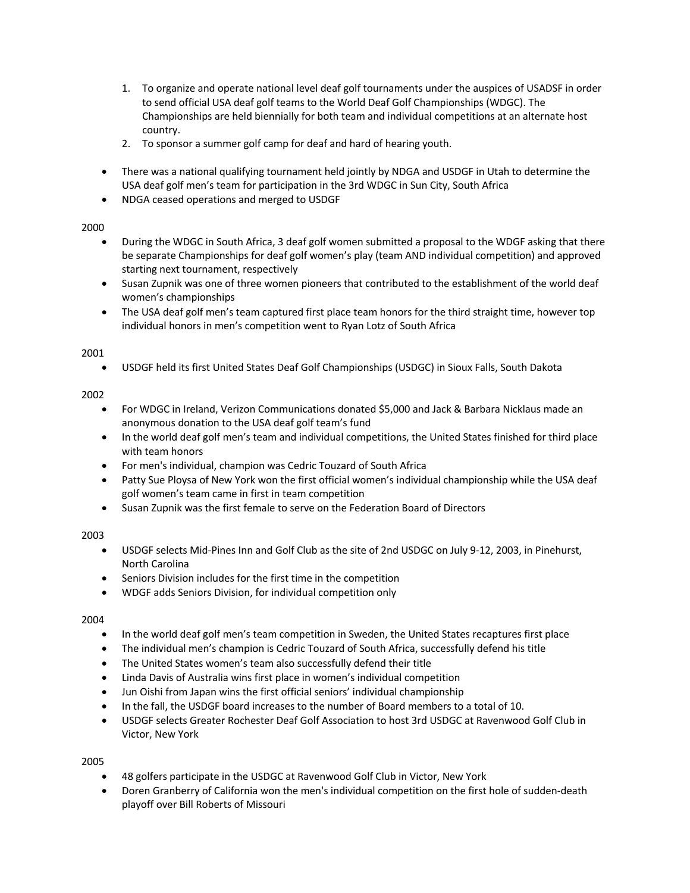1. To organize and operate national level deaf golf tournaments under the auspices of USADSF in order to send official USA deaf golf teams to the World Deaf Golf Championships (WDGC). The Championships are held biennially for both team and individual competitions at an alternate host country.
2. To sponsor a summer golf camp for deaf and hard of hearing youth.

- There was a national qualifying tournament held jointly by NDGA and USDGF in Utah to determine the USA deaf golf men's team for participation in the 3rd WDGC in Sun City, South Africa
- NDGA ceased operations and merged to USDGF

2000

- During the WDGC in South Africa, 3 deaf golf women submitted a proposal to the WDGF asking that there be separate Championships for deaf golf women's play (team AND individual competition) and approved starting next tournament, respectively
- Susan Zupnik was one of three women pioneers that contributed to the establishment of the world deaf women's championships
- The USA deaf golf men's team captured first place team honors for the third straight time, however top individual honors in men's competition went to Ryan Lotz of South Africa

2001

- USDGF held its first United States Deaf Golf Championships (USDGC) in Sioux Falls, South Dakota

2002

- For WDGC in Ireland, Verizon Communications donated $5,000 and Jack & Barbara Nicklaus made an anonymous donation to the USA deaf golf team's fund
- In the world deaf golf men's team and individual competitions, the United States finished for third place with team honors
- For men's individual, champion was Cedric Touzard of South Africa
- Patty Sue Ploysa of New York won the first official women's individual championship while the USA deaf golf women's team came in first in team competition
- Susan Zupnik was the first female to serve on the Federation Board of Directors

2003

- USDGF selects Mid-Pines Inn and Golf Club as the site of 2nd USDGC on July 9-12, 2003, in Pinehurst, North Carolina
- Seniors Division includes for the first time in the competition
- WDGF adds Seniors Division, for individual competition only

2004

- In the world deaf golf men's team competition in Sweden, the United States recaptures first place
- The individual men's champion is Cedric Touzard of South Africa, successfully defend his title
- The United States women's team also successfully defend their title
- Linda Davis of Australia wins first place in women's individual competition
- Jun Oishi from Japan wins the first official seniors' individual championship
- In the fall, the USDGF board increases to the number of Board members to a total of 10.
- USDGF selects Greater Rochester Deaf Golf Association to host 3rd USDGC at Ravenwood Golf Club in Victor, New York

2005

- 48 golfers participate in the USDGC at Ravenwood Golf Club in Victor, New York
- Doren Granberry of California won the men's individual competition on the first hole of sudden-death playoff over Bill Roberts of Missouri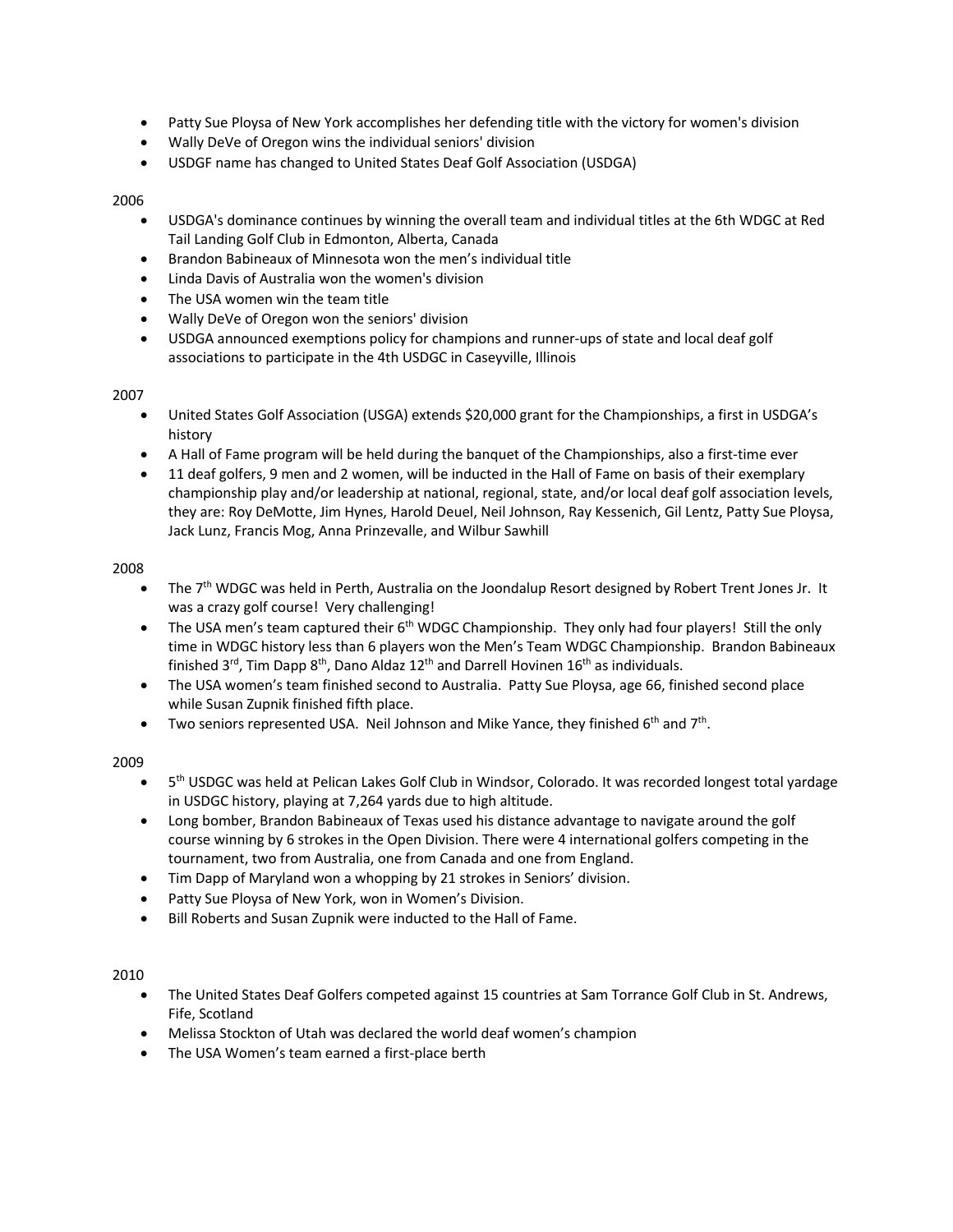- Patty Sue Ploysa of New York accomplishes her defending title with the victory for women's division
- Wally DeVe of Oregon wins the individual seniors' division
- USDGF name has changed to United States Deaf Golf Association (USDGA)

2006

- USDGA's dominance continues by winning the overall team and individual titles at the 6th WDGC at Red Tail Landing Golf Club in Edmonton, Alberta, Canada
- Brandon Babineaux of Minnesota won the men's individual title
- Linda Davis of Australia won the women's division
- The USA women win the team title
- Wally DeVe of Oregon won the seniors' division
- USDGA announced exemptions policy for champions and runner-ups of state and local deaf golf associations to participate in the 4th USDGC in Caseyville, Illinois

2007

- United States Golf Association (USGA) extends $20,000 grant for the Championships, a first in USDGA's history
- A Hall of Fame program will be held during the banquet of the Championships, also a first-time ever
- 11 deaf golfers, 9 men and 2 women, will be inducted in the Hall of Fame on basis of their exemplary championship play and/or leadership at national, regional, state, and/or local deaf golf association levels, they are: Roy DeMotte, Jim Hynes, Harold Deuel, Neil Johnson, Ray Kessenich, Gil Lentz, Patty Sue Ploysa, Jack Lunz, Francis Mog, Anna Prinzevalle, and Wilbur Sawhill

2008

- The 7th WDGC was held in Perth, Australia on the Joondalup Resort designed by Robert Trent Jones Jr. It was a crazy golf course! Very challenging!
- The USA men's team captured their 6th WDGC Championship. They only had four players! Still the only time in WDGC history less than 6 players won the Men's Team WDGC Championship. Brandon Babineaux finished 3rd, Tim Dapp 8th, Dano Aldaz 12th and Darrell Hovinen 16th as individuals.
- The USA women's team finished second to Australia. Patty Sue Ploysa, age 66, finished second place while Susan Zupnik finished fifth place.
- Two seniors represented USA. Neil Johnson and Mike Yance, they finished 6th and 7th.

2009

- 5th USDGC was held at Pelican Lakes Golf Club in Windsor, Colorado. It was recorded longest total yardage in USDGC history, playing at 7,264 yards due to high altitude.
- Long bomber, Brandon Babineaux of Texas used his distance advantage to navigate around the golf course winning by 6 strokes in the Open Division. There were 4 international golfers competing in the tournament, two from Australia, one from Canada and one from England.
- Tim Dapp of Maryland won a whopping by 21 strokes in Seniors' division.
- Patty Sue Ploysa of New York, won in Women's Division.
- Bill Roberts and Susan Zupnik were inducted to the Hall of Fame.

2010

- The United States Deaf Golfers competed against 15 countries at Sam Torrance Golf Club in St. Andrews, Fife, Scotland
- Melissa Stockton of Utah was declared the world deaf women's champion
- The USA Women's team earned a first-place berth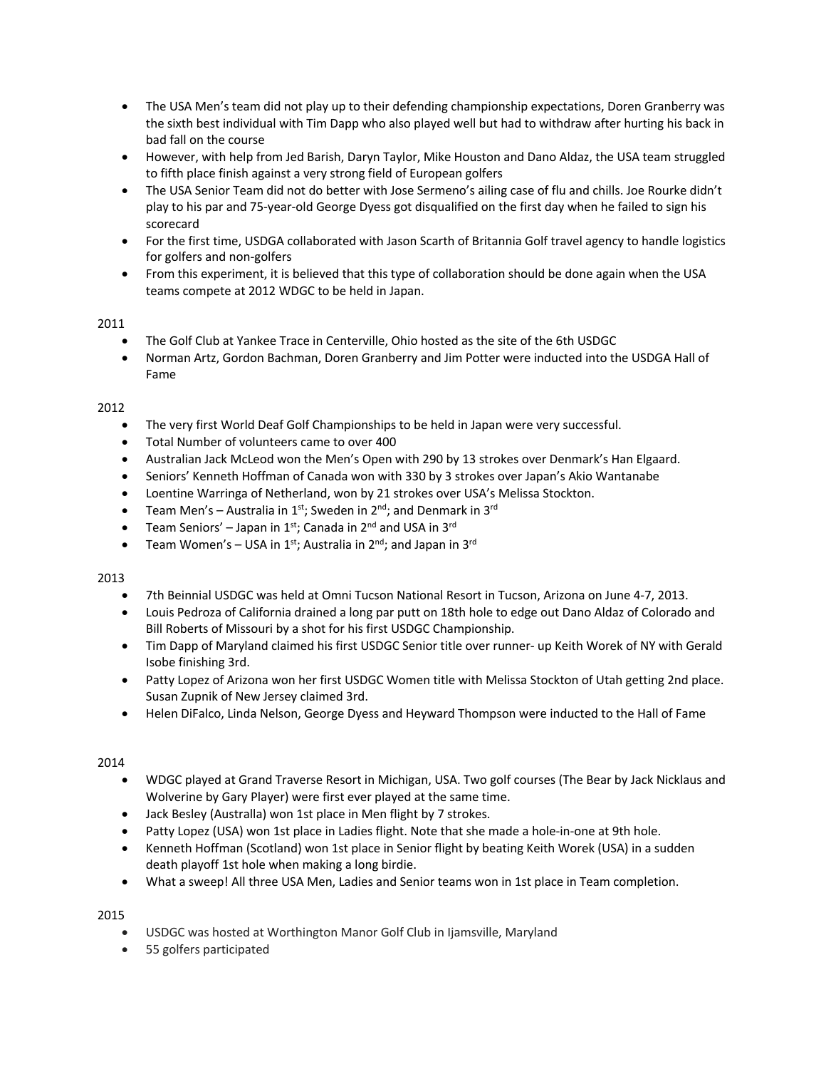- The USA Men's team did not play up to their defending championship expectations, Doren Granberry was the sixth best individual with Tim Dapp who also played well but had to withdraw after hurting his back in bad fall on the course
- However, with help from Jed Barish, Daryn Taylor, Mike Houston and Dano Aldaz, the USA team struggled to fifth place finish against a very strong field of European golfers
- The USA Senior Team did not do better with Jose Sermeno's ailing case of flu and chills. Joe Rourke didn't play to his par and 75-year-old George Dyess got disqualified on the first day when he failed to sign his scorecard
- For the first time, USDGA collaborated with Jason Scarth of Britannia Golf travel agency to handle logistics for golfers and non-golfers
- From this experiment, it is believed that this type of collaboration should be done again when the USA teams compete at 2012 WDGC to be held in Japan.

2011

- The Golf Club at Yankee Trace in Centerville, Ohio hosted as the site of the 6th USDGC
- Norman Artz, Gordon Bachman, Doren Granberry and Jim Potter were inducted into the USDGA Hall of Fame

2012

- The very first World Deaf Golf Championships to be held in Japan were very successful.
- Total Number of volunteers came to over 400
- Australian Jack McLeod won the Men's Open with 290 by 13 strokes over Denmark's Han Elgaard.
- Seniors' Kenneth Hoffman of Canada won with 330 by 3 strokes over Japan's Akio Wantanabe
- Loentine Warringa of Netherland, won by 21 strokes over USA's Melissa Stockton.
- Team Men's – Australia in 1st; Sweden in 2nd; and Denmark in 3rd
- Team Seniors' – Japan in 1st; Canada in 2nd and USA in 3rd
- Team Women's – USA in 1st; Australia in 2nd; and Japan in 3rd

2013

- 7th Beinnial USDGC was held at Omni Tucson National Resort in Tucson, Arizona on June 4-7, 2013.
- Louis Pedroza of California drained a long par putt on 18th hole to edge out Dano Aldaz of Colorado and Bill Roberts of Missouri by a shot for his first USDGC Championship.
- Tim Dapp of Maryland claimed his first USDGC Senior title over runner- up Keith Worek of NY with Gerald Isobe finishing 3rd.
- Patty Lopez of Arizona won her first USDGC Women title with Melissa Stockton of Utah getting 2nd place. Susan Zupnik of New Jersey claimed 3rd.
- Helen DiFalco, Linda Nelson, George Dyess and Heyward Thompson were inducted to the Hall of Fame

2014

- WDGC played at Grand Traverse Resort in Michigan, USA. Two golf courses (The Bear by Jack Nicklaus and Wolverine by Gary Player) were first ever played at the same time.
- Jack Besley (Australla) won 1st place in Men flight by 7 strokes.
- Patty Lopez (USA) won 1st place in Ladies flight. Note that she made a hole-in-one at 9th hole.
- Kenneth Hoffman (Scotland) won 1st place in Senior flight by beating Keith Worek (USA) in a sudden death playoff 1st hole when making a long birdie.
- What a sweep! All three USA Men, Ladies and Senior teams won in 1st place in Team completion.

2015

- USDGC was hosted at Worthington Manor Golf Club in Ijamsville, Maryland
- 55 golfers participated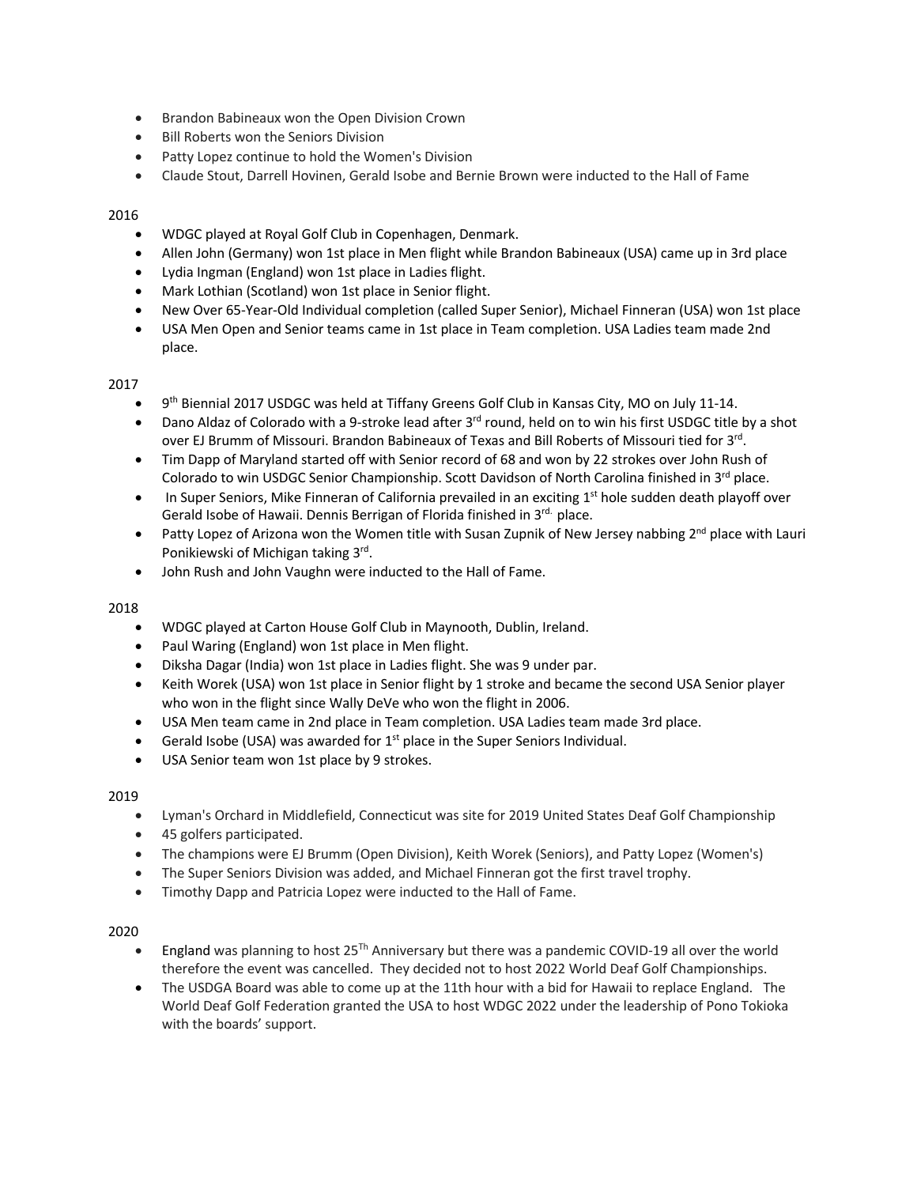- Brandon Babineaux won the Open Division Crown
- Bill Roberts won the Seniors Division
- Patty Lopez continue to hold the Women's Division
- Claude Stout, Darrell Hovinen, Gerald Isobe and Bernie Brown were inducted to the Hall of Fame

2016

- WDGC played at Royal Golf Club in Copenhagen, Denmark.
- Allen John (Germany) won 1st place in Men flight while Brandon Babineaux (USA) came up in 3rd place
- Lydia Ingman (England) won 1st place in Ladies flight.
- Mark Lothian (Scotland) won 1st place in Senior flight.
- New Over 65-Year-Old Individual completion (called Super Senior), Michael Finneran (USA) won 1st place
- USA Men Open and Senior teams came in 1st place in Team completion. USA Ladies team made 2nd place.

2017

- 9th Biennial 2017 USDGC was held at Tiffany Greens Golf Club in Kansas City, MO on July 11-14.
- Dano Aldaz of Colorado with a 9-stroke lead after 3rd round, held on to win his first USDGC title by a shot over EJ Brumm of Missouri. Brandon Babineaux of Texas and Bill Roberts of Missouri tied for 3rd.
- Tim Dapp of Maryland started off with Senior record of 68 and won by 22 strokes over John Rush of Colorado to win USDGC Senior Championship. Scott Davidson of North Carolina finished in 3rd place.
- In Super Seniors, Mike Finneran of California prevailed in an exciting 1st hole sudden death playoff over Gerald Isobe of Hawaii. Dennis Berrigan of Florida finished in 3rd. place.
- Patty Lopez of Arizona won the Women title with Susan Zupnik of New Jersey nabbing 2nd place with Lauri Ponikiewski of Michigan taking 3rd.
- John Rush and John Vaughn were inducted to the Hall of Fame.

2018

- WDGC played at Carton House Golf Club in Maynooth, Dublin, Ireland.
- Paul Waring (England) won 1st place in Men flight.
- Diksha Dagar (India) won 1st place in Ladies flight. She was 9 under par.
- Keith Worek (USA) won 1st place in Senior flight by 1 stroke and became the second USA Senior player who won in the flight since Wally DeVe who won the flight in 2006.
- USA Men team came in 2nd place in Team completion. USA Ladies team made 3rd place.
- Gerald Isobe (USA) was awarded for 1st place in the Super Seniors Individual.
- USA Senior team won 1st place by 9 strokes.

2019

- Lyman's Orchard in Middlefield, Connecticut was site for 2019 United States Deaf Golf Championship
- 45 golfers participated.
- The champions were EJ Brumm (Open Division), Keith Worek (Seniors), and Patty Lopez (Women's)
- The Super Seniors Division was added, and Michael Finneran got the first travel trophy.
- Timothy Dapp and Patricia Lopez were inducted to the Hall of Fame.

2020

- England was planning to host 25Th Anniversary but there was a pandemic COVID-19 all over the world therefore the event was cancelled. They decided not to host 2022 World Deaf Golf Championships.
- The USDGA Board was able to come up at the 11th hour with a bid for Hawaii to replace England. The World Deaf Golf Federation granted the USA to host WDGC 2022 under the leadership of Pono Tokioka with the boards' support.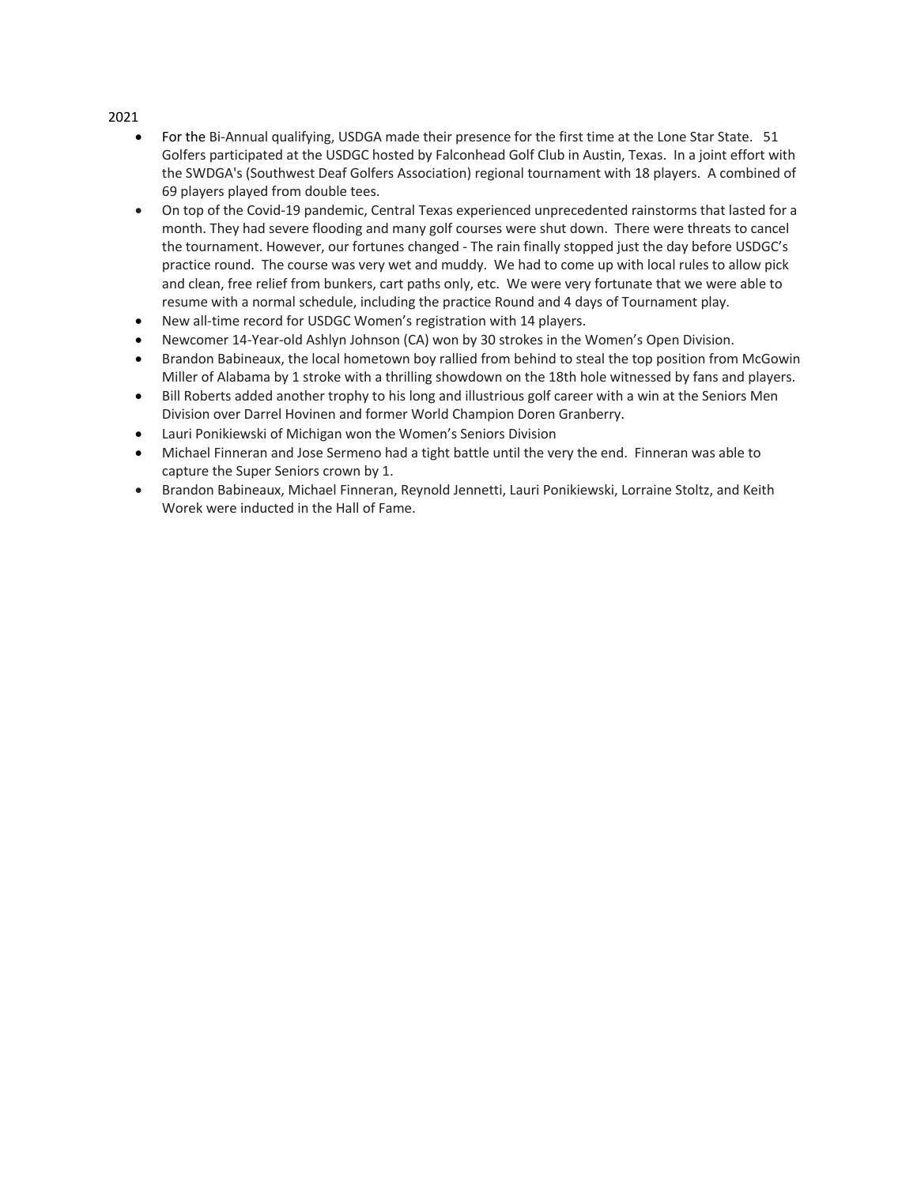2021

- For the Bi-Annual qualifying, USDGA made their presence for the first time at the Lone Star State. 51 Golfers participated at the USDGC hosted by Falconhead Golf Club in Austin, Texas. In a joint effort with the SWDGA's (Southwest Deaf Golfers Association) regional tournament with 18 players. A combined of 69 players played from double tees.
- On top of the Covid-19 pandemic, Central Texas experienced unprecedented rainstorms that lasted for a month. They had severe flooding and many golf courses were shut down. There were threats to cancel the tournament. However, our fortunes changed - The rain finally stopped just the day before USDGC's practice round. The course was very wet and muddy. We had to come up with local rules to allow pick and clean, free relief from bunkers, cart paths only, etc. We were very fortunate that we were able to resume with a normal schedule, including the practice Round and 4 days of Tournament play.
- New all-time record for USDGC Women's registration with 14 players.
- Newcomer 14-Year-old Ashlyn Johnson (CA) won by 30 strokes in the Women's Open Division.
- Brandon Babineaux, the local hometown boy rallied from behind to steal the top position from McGowin Miller of Alabama by 1 stroke with a thrilling showdown on the 18th hole witnessed by fans and players.
- Bill Roberts added another trophy to his long and illustrious golf career with a win at the Seniors Men Division over Darrel Hovinen and former World Champion Doren Granberry.
- Lauri Ponikiewski of Michigan won the Women's Seniors Division
- Michael Finneran and Jose Sermeno had a tight battle until the very the end. Finneran was able to capture the Super Seniors crown by 1.
- Brandon Babineaux, Michael Finneran, Reynold Jennetti, Lauri Ponikiewski, Lorraine Stoltz, and Keith Worek were inducted in the Hall of Fame.